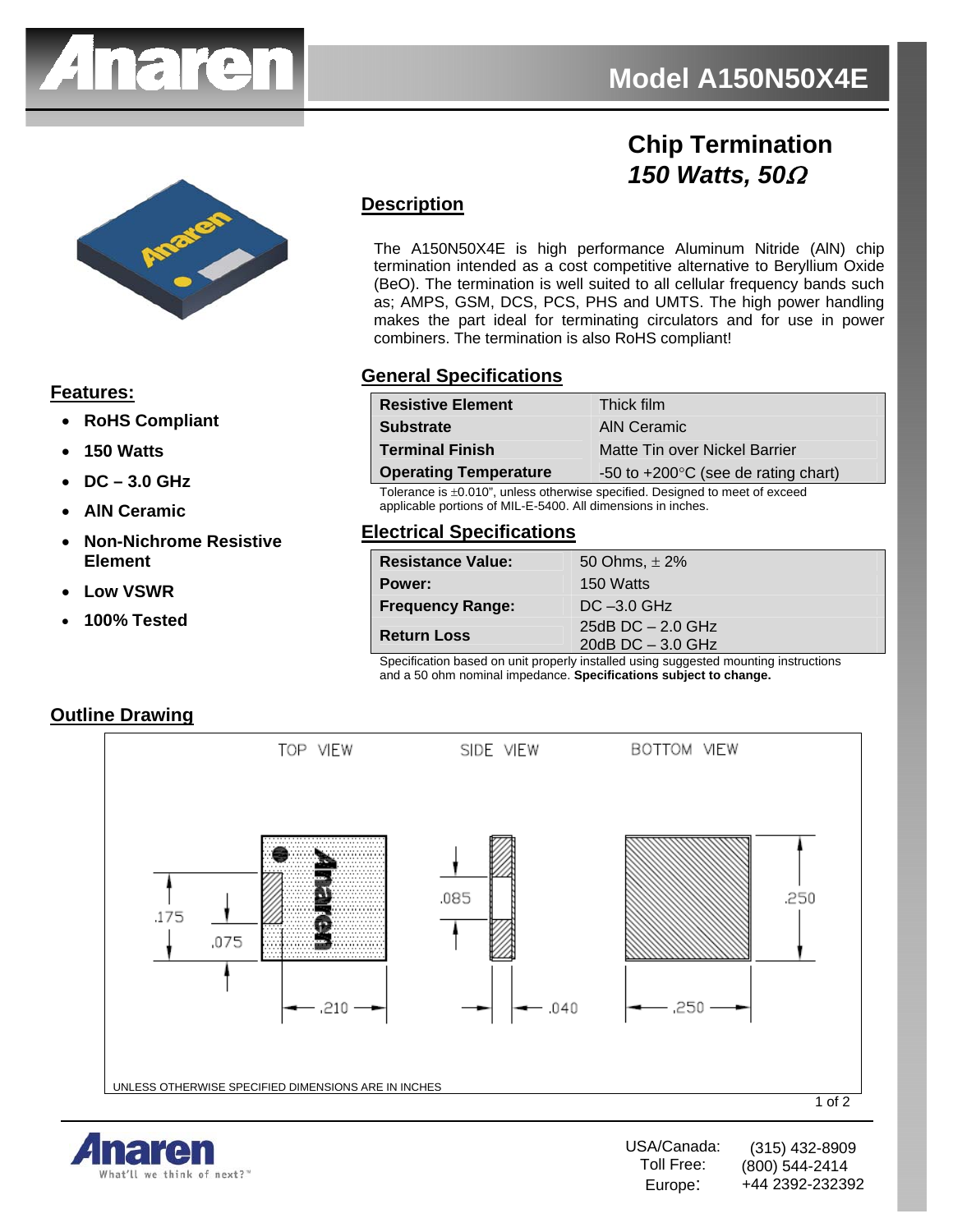# Model A150N50X4E

## Chip Termination
## *150 Watts, 50Ω*

## Description

The A150N50X4E is high performance Aluminum Nitride (AlN) chip termination intended as a cost competitive alternative to Beryllium Oxide (BeO). The termination is well suited to all cellular frequency bands such as; AMPS, GSM, DCS, PCS, PHS and UMTS. The high power handling makes the part ideal for terminating circulators and for use in power combiners. The termination is also RoHS compliant!

## Features:

- **RoHS Compliant**
- **150 Watts**
- **DC – 3.0 GHz**
- **AlN Ceramic**
- **Non-Nichrome Resistive Element**
- **Low VSWR**
- **100% Tested**

## General Specifications

| | |
|---|---|
| **Resistive Element** | Thick film |
| **Substrate** | AlN Ceramic |
| **Terminal Finish** | Matte Tin over Nickel Barrier |
| **Operating Temperature** | -50 to +200°C (see de rating chart) |

Tolerance is ±0.010", unless otherwise specified. Designed to meet of exceed applicable portions of MIL-E-5400. All dimensions in inches.

## Electrical Specifications

| | |
|---|---|
| **Resistance Value:** | 50 Ohms, ± 2% |
| **Power:** | 150 Watts |
| **Frequency Range:** | DC –3.0 GHz |
| **Return Loss** | 25dB DC – 2.0 GHz<br>20dB DC – 3.0 GHz |

Specification based on unit properly installed using suggested mounting instructions and a 50 ohm nominal impedance. **Specifications subject to change.**

## Outline Drawing

TOP VIEW — .175, .075, .210

SIDE VIEW — .085, .040

BOTTOM VIEW — .250, .250

UNLESS OTHERWISE SPECIFIED DIMENSIONS ARE IN INCHES

Anaren — What'll we think of next?™

| | |
|---|---|
| USA/Canada: | (315) 432-8909 |
| Toll Free: | (800) 544-2414 |
| Europe: | +44 2392-232392 |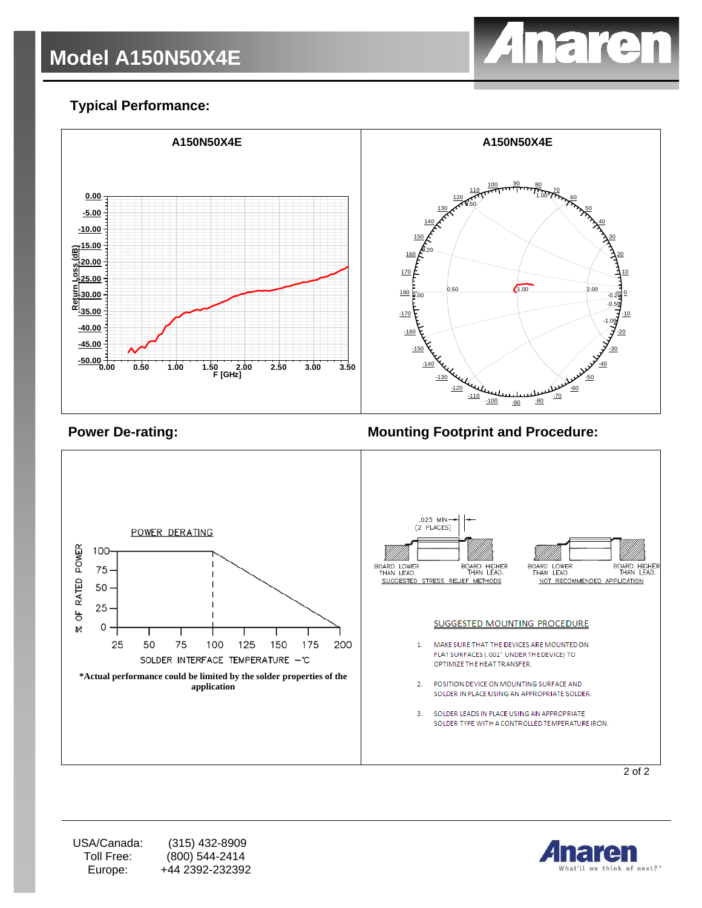# Model A150N50X4E

## Typical Performance:

A150N50X4E

Return Loss (dB)

0.00
-5.00
-10.00
-15.00
-20.00
-25.00
-30.00
-35.00
-40.00
-45.00
-50.00

0.00 0.50 1.00 1.50 2.00 2.50 3.00 3.50

F [GHz]

A150N50X4E

## Power De-rating:

POWER DERATING

% OF RATED POWER

100
75
50
25
0

25 50 75 100 125 150 175 200

SOLDER INTERFACE TEMPERATURE –°C

*Actual performance could be limited by the solder properties of the application

## Mounting Footprint and Procedure:

.025 MIN
(2 PLACES)

BOARD LOWER THAN LEAD. BOARD HIGHER THAN LEAD.

SUGGESTED STRESS RELIEF METHODS

BOARD LOWER THAN LEAD. BOARD HIGHER THAN LEAD.

NOT RECOMMENDED APPLICATION

SUGGESTED MOUNTING PROCEDURE

1. MAKE SURE THAT THE DEVICES ARE MOUNTED ON FLAT SURFACES (.001" UNDER THE DEVICE) TO OPTIMIZE THE HEAT TRANSFER.
2. POSITION DEVICE ON MOUNTING SURFACE AND SOLDER IN PLACE USING AN APPROPRIATE SOLDER.
3. SOLDER LEADS IN PLACE USING AN APPROPRIATE SOLDER TYPE WITH A CONTROLLED TEMPERATURE IRON.

USA/Canada: (315) 432-8909
Toll Free: (800) 544-2414
Europe: +44 2392-232392

Anaren
What'll we think of next?™